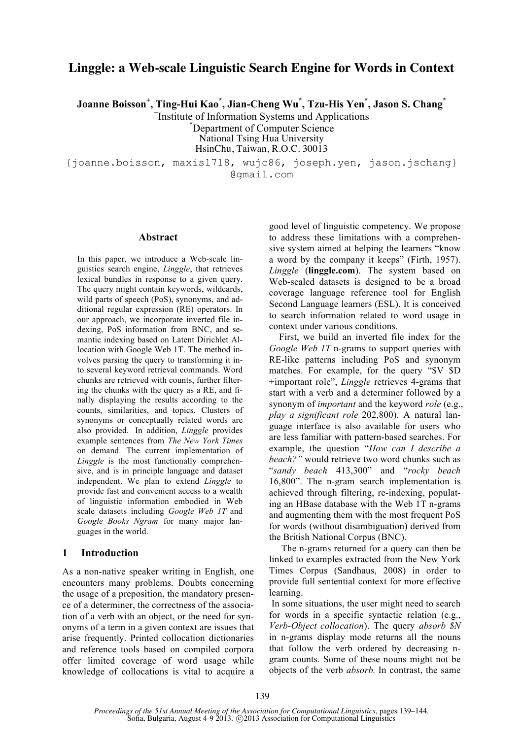# Linggle: a Web-scale Linguistic Search Engine for Words in Context

**Joanne Boisson[+], Ting-Hui Kao[*], Jian-Cheng Wu[*], Tzu-His Yen[*], Jason S. Chang[*]**

[+]Institute of Information Systems and Applications
[*]Department of Computer Science
National Tsing Hua University
HsinChu, Taiwan, R.O.C. 30013

{joanne.boisson, maxis1718, wujc86, joseph.yen, jason.jschang}@gmail.com

## Abstract

In this paper, we introduce a Web-scale linguistics search engine, *Linggle*, that retrieves lexical bundles in response to a given query. The query might contain keywords, wildcards, wild parts of speech (PoS), synonyms, and additional regular expression (RE) operators. In our approach, we incorporate inverted file indexing, PoS information from BNC, and semantic indexing based on Latent Dirichlet Allocation with Google Web 1T. The method involves parsing the query to transforming it into several keyword retrieval commands. Word chunks are retrieved with counts, further filtering the chunks with the query as a RE, and finally displaying the results according to the counts, similarities, and topics. Clusters of synonyms or conceptually related words are also provided. In addition, *Linggle* provides example sentences from *The New York Times* on demand. The current implementation of *Linggle* is the most functionally comprehensive, and is in principle language and dataset independent. We plan to extend *Linggle* to provide fast and convenient access to a wealth of linguistic information embodied in Web scale datasets including *Google Web 1T* and *Google Books Ngram* for many major languages in the world.

## 1 Introduction

As a non-native speaker writing in English, one encounters many problems. Doubts concerning the usage of a preposition, the mandatory presence of a determiner, the correctness of the association of a verb with an object, or the need for synonyms of a term in a given context are issues that arise frequently. Printed collocation dictionaries and reference tools based on compiled corpora offer limited coverage of word usage while knowledge of collocations is vital to acquire a good level of linguistic competency. We propose to address these limitations with a comprehensive system aimed at helping the learners "know a word by the company it keeps" (Firth, 1957). *Linggle* (**linggle.com**). The system based on Web-scaled datasets is designed to be a broad coverage language reference tool for English Second Language learners (ESL). It is conceived to search information related to word usage in context under various conditions.

First, we build an inverted file index for the *Google Web 1T* n-grams to support queries with RE-like patterns including PoS and synonym matches. For example, for the query "$V $D +important role", *Linggle* retrieves 4-grams that start with a verb and a determiner followed by a synonym of *important* and the keyword *role* (e.g., *play a significant role* 202,800). A natural language interface is also available for users who are less familiar with pattern-based searches. For example, the question "*How can I describe a beach?"* would retrieve two word chunks such as "*sandy beach* 413,300" and "*rocky beach* 16,800". The n-gram search implementation is achieved through filtering, re-indexing, populating an HBase database with the Web 1T n-grams and augmenting them with the most frequent PoS for words (without disambiguation) derived from the British National Corpus (BNC).

The n-grams returned for a query can then be linked to examples extracted from the New York Times Corpus (Sandhaus, 2008) in order to provide full sentential context for more effective learning.

In some situations, the user might need to search for words in a specific syntactic relation (e.g., *Verb-Object collocation*). The query *absorb $N* in n-grams display mode returns all the nouns that follow the verb ordered by decreasing n-gram counts. Some of these nouns might not be objects of the verb *absorb.* In contrast, the same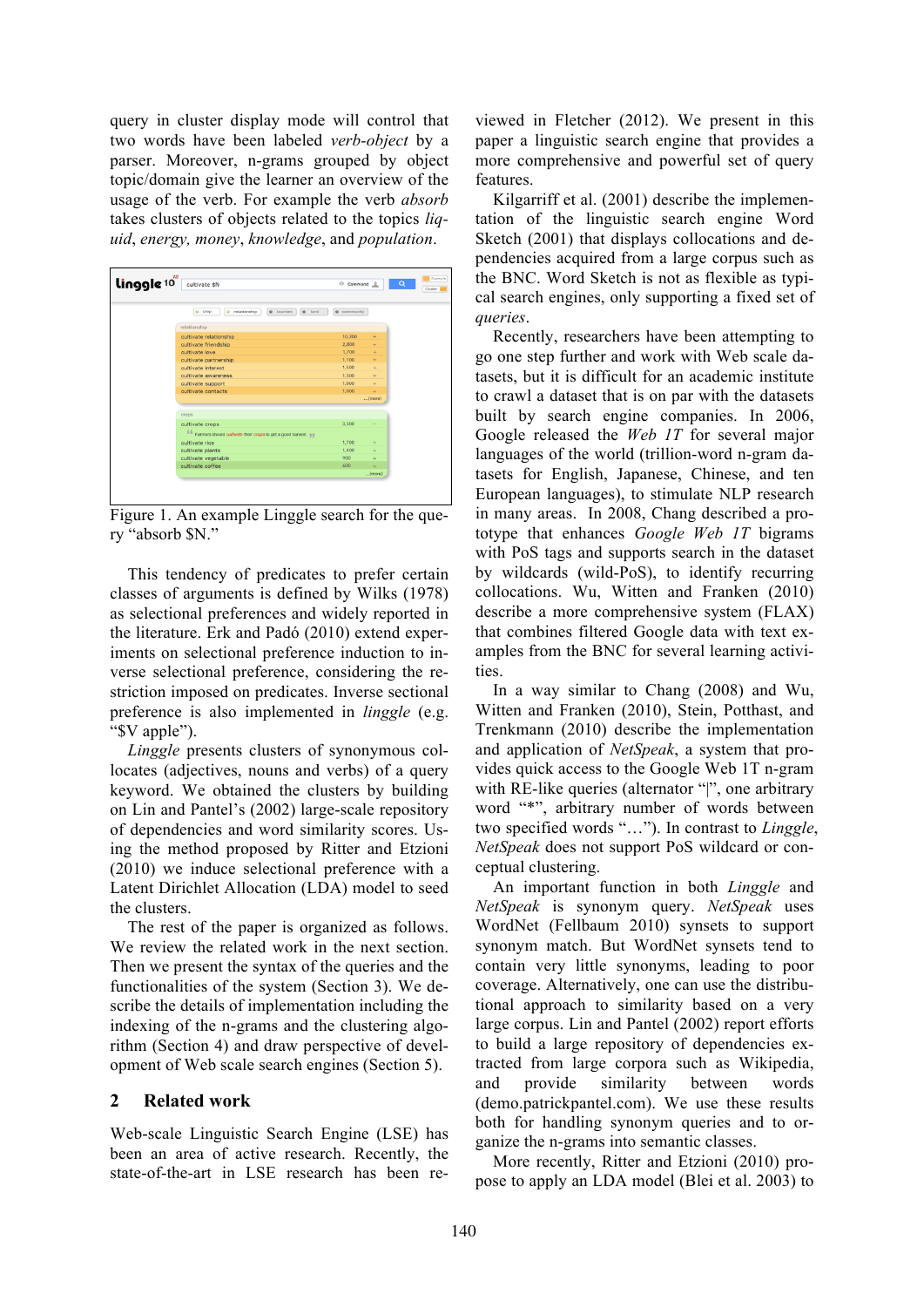query in cluster display mode will control that two words have been labeled *verb-object* by a parser. Moreover, n-grams grouped by object topic/domain give the learner an overview of the usage of the verb. For example the verb *absorb* takes clusters of objects related to the topics *liquid*, *energy, money*, *knowledge*, and *population*.

Figure 1. An example Linggle search for the query "absorb $N."

This tendency of predicates to prefer certain classes of arguments is defined by Wilks (1978) as selectional preferences and widely reported in the literature. Erk and Padó (2010) extend experiments on selectional preference induction to inverse selectional preference, considering the restriction imposed on predicates. Inverse sectional preference is also implemented in *linggle* (e.g. "$V apple").

*Linggle* presents clusters of synonymous collocates (adjectives, nouns and verbs) of a query keyword. We obtained the clusters by building on Lin and Pantel's (2002) large-scale repository of dependencies and word similarity scores. Using the method proposed by Ritter and Etzioni (2010) we induce selectional preference with a Latent Dirichlet Allocation (LDA) model to seed the clusters.

The rest of the paper is organized as follows. We review the related work in the next section. Then we present the syntax of the queries and the functionalities of the system (Section 3). We describe the details of implementation including the indexing of the n-grams and the clustering algorithm (Section 4) and draw perspective of development of Web scale search engines (Section 5).

## 2 Related work

Web-scale Linguistic Search Engine (LSE) has been an area of active research. Recently, the state-of-the-art in LSE research has been reviewed in Fletcher (2012). We present in this paper a linguistic search engine that provides a more comprehensive and powerful set of query features.

Kilgarriff et al. (2001) describe the implementation of the linguistic search engine Word Sketch (2001) that displays collocations and dependencies acquired from a large corpus such as the BNC. Word Sketch is not as flexible as typical search engines, only supporting a fixed set of *queries*.

Recently, researchers have been attempting to go one step further and work with Web scale datasets, but it is difficult for an academic institute to crawl a dataset that is on par with the datasets built by search engine companies. In 2006, Google released the *Web 1T* for several major languages of the world (trillion-word n-gram datasets for English, Japanese, Chinese, and ten European languages), to stimulate NLP research in many areas. In 2008, Chang described a prototype that enhances *Google Web 1T* bigrams with PoS tags and supports search in the dataset by wildcards (wild-PoS), to identify recurring collocations. Wu, Witten and Franken (2010) describe a more comprehensive system (FLAX) that combines filtered Google data with text examples from the BNC for several learning activities.

In a way similar to Chang (2008) and Wu, Witten and Franken (2010), Stein, Potthast, and Trenkmann (2010) describe the implementation and application of *NetSpeak*, a system that provides quick access to the Google Web 1T n-gram with RE-like queries (alternator "|", one arbitrary word "*", arbitrary number of words between two specified words "…"). In contrast to *Linggle*, *NetSpeak* does not support PoS wildcard or conceptual clustering.

An important function in both *Linggle* and *NetSpeak* is synonym query. *NetSpeak* uses WordNet (Fellbaum 2010) synsets to support synonym match. But WordNet synsets tend to contain very little synonyms, leading to poor coverage. Alternatively, one can use the distributional approach to similarity based on a very large corpus. Lin and Pantel (2002) report efforts to build a large repository of dependencies extracted from large corpora such as Wikipedia, and provide similarity between words (demo.patrickpantel.com). We use these results both for handling synonym queries and to organize the n-grams into semantic classes.

More recently, Ritter and Etzioni (2010) propose to apply an LDA model (Blei et al. 2003) to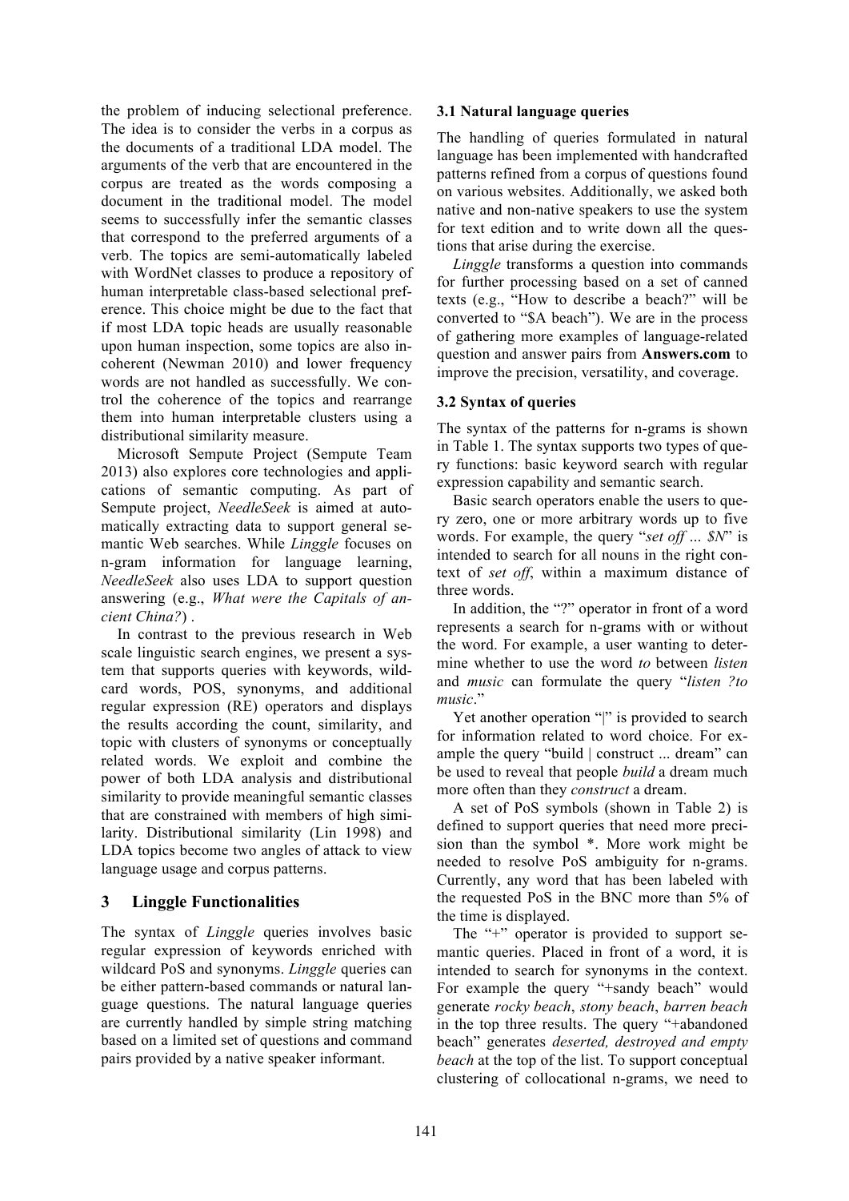the problem of inducing selectional preference. The idea is to consider the verbs in a corpus as the documents of a traditional LDA model. The arguments of the verb that are encountered in the corpus are treated as the words composing a document in the traditional model. The model seems to successfully infer the semantic classes that correspond to the preferred arguments of a verb. The topics are semi-automatically labeled with WordNet classes to produce a repository of human interpretable class-based selectional preference. This choice might be due to the fact that if most LDA topic heads are usually reasonable upon human inspection, some topics are also incoherent (Newman 2010) and lower frequency words are not handled as successfully. We control the coherence of the topics and rearrange them into human interpretable clusters using a distributional similarity measure.

Microsoft Sempute Project (Sempute Team 2013) also explores core technologies and applications of semantic computing. As part of Sempute project, *NeedleSeek* is aimed at automatically extracting data to support general semantic Web searches. While *Linggle* focuses on n-gram information for language learning, *NeedleSeek* also uses LDA to support question answering (e.g., *What were the Capitals of ancient China?*) .

In contrast to the previous research in Web scale linguistic search engines, we present a system that supports queries with keywords, wildcard words, POS, synonyms, and additional regular expression (RE) operators and displays the results according the count, similarity, and topic with clusters of synonyms or conceptually related words. We exploit and combine the power of both LDA analysis and distributional similarity to provide meaningful semantic classes that are constrained with members of high similarity. Distributional similarity (Lin 1998) and LDA topics become two angles of attack to view language usage and corpus patterns.

## 3 Linggle Functionalities

The syntax of *Linggle* queries involves basic regular expression of keywords enriched with wildcard PoS and synonyms. *Linggle* queries can be either pattern-based commands or natural language questions. The natural language queries are currently handled by simple string matching based on a limited set of questions and command pairs provided by a native speaker informant.

### 3.1 Natural language queries

The handling of queries formulated in natural language has been implemented with handcrafted patterns refined from a corpus of questions found on various websites. Additionally, we asked both native and non-native speakers to use the system for text edition and to write down all the questions that arise during the exercise.

*Linggle* transforms a question into commands for further processing based on a set of canned texts (e.g., "How to describe a beach?" will be converted to "$A beach"). We are in the process of gathering more examples of language-related question and answer pairs from **Answers.com** to improve the precision, versatility, and coverage.

### 3.2 Syntax of queries

The syntax of the patterns for n-grams is shown in Table 1. The syntax supports two types of query functions: basic keyword search with regular expression capability and semantic search.

Basic search operators enable the users to query zero, one or more arbitrary words up to five words. For example, the query "*set off ... $N*" is intended to search for all nouns in the right context of *set off*, within a maximum distance of three words.

In addition, the "?" operator in front of a word represents a search for n-grams with or without the word. For example, a user wanting to determine whether to use the word *to* between *listen* and *music* can formulate the query "*listen ?to music*."

Yet another operation "|" is provided to search for information related to word choice. For example the query "build | construct ... dream" can be used to reveal that people *build* a dream much more often than they *construct* a dream.

A set of PoS symbols (shown in Table 2) is defined to support queries that need more precision than the symbol *. More work might be needed to resolve PoS ambiguity for n-grams. Currently, any word that has been labeled with the requested PoS in the BNC more than 5% of the time is displayed.

The "+" operator is provided to support semantic queries. Placed in front of a word, it is intended to search for synonyms in the context. For example the query "+sandy beach" would generate *rocky beach*, *stony beach*, *barren beach* in the top three results. The query "+abandoned beach" generates *deserted, destroyed and empty beach* at the top of the list. To support conceptual clustering of collocational n-grams, we need to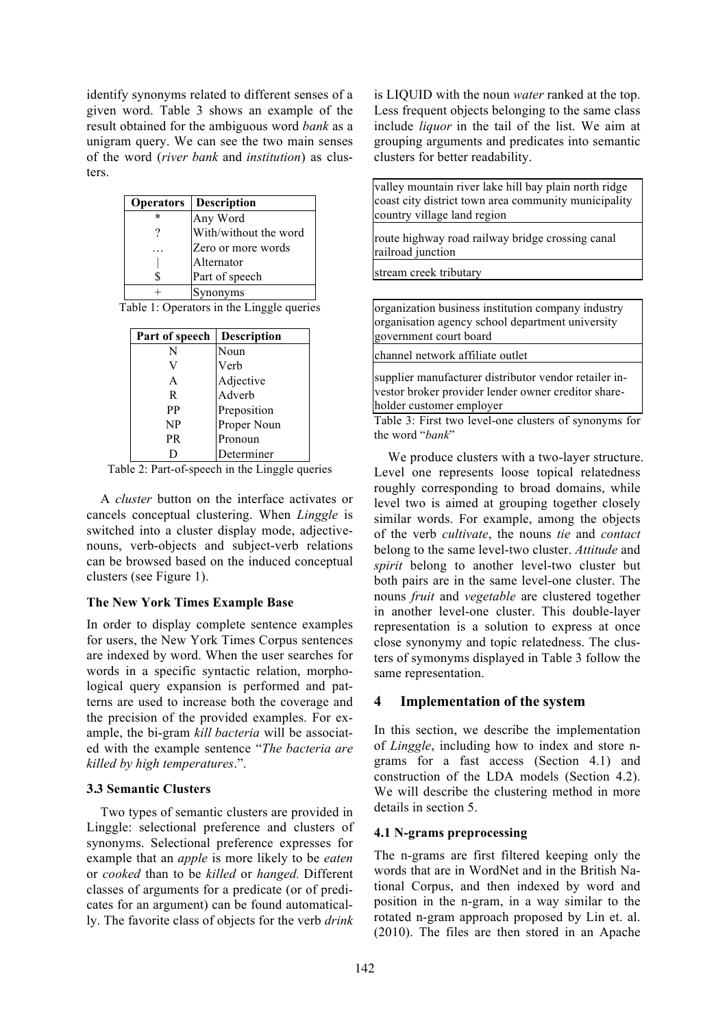identify synonyms related to different senses of a given word. Table 3 shows an example of the result obtained for the ambiguous word *bank* as a unigram query. We can see the two main senses of the word (*river bank* and *institution*) as clusters.

| Operators | Description |
|---|---|
| * | Any Word |
| ? | With/without the word |
| … | Zero or more words |
| \| | Alternator |
| $ | Part of speech |
| + | Synonyms |

Table 1: Operators in the Linggle queries

| Part of speech | Description |
|---|---|
| N | Noun |
| V | Verb |
| A | Adjective |
| R | Adverb |
| PP | Preposition |
| NP | Proper Noun |
| PR | Pronoun |
| D | Determiner |

Table 2: Part-of-speech in the Linggle queries

A *cluster* button on the interface activates or cancels conceptual clustering. When *Linggle* is switched into a cluster display mode, adjective-nouns, verb-objects and subject-verb relations can be browsed based on the induced conceptual clusters (see Figure 1).

**The New York Times Example Base**

In order to display complete sentence examples for users, the New York Times Corpus sentences are indexed by word. When the user searches for words in a specific syntactic relation, morphological query expansion is performed and patterns are used to increase both the coverage and the precision of the provided examples. For example, the bi-gram *kill bacteria* will be associated with the example sentence "*The bacteria are killed by high temperatures*.".

### 3.3 Semantic Clusters

Two types of semantic clusters are provided in Linggle: selectional preference and clusters of synonyms. Selectional preference expresses for example that an *apple* is more likely to be *eaten* or *cooked* than to be *killed* or *hanged.* Different classes of arguments for a predicate (or of predicates for an argument) can be found automatically. The favorite class of objects for the verb *drink* is LIQUID with the noun *water* ranked at the top. Less frequent objects belonging to the same class include *liquor* in the tail of the list. We aim at grouping arguments and predicates into semantic clusters for better readability.

| |
|---|
| valley mountain river lake hill bay plain north ridge coast city district town area community municipality country village land region |
| route highway road railway bridge crossing canal railroad junction |
| stream creek tributary |

| |
|---|
| organization business institution company industry organisation agency school department university government court board |
| channel network affiliate outlet |
| supplier manufacturer distributor vendor retailer investor broker provider lender owner creditor shareholder customer employer |

Table 3: First two level-one clusters of synonyms for the word "*bank*"

We produce clusters with a two-layer structure. Level one represents loose topical relatedness roughly corresponding to broad domains, while level two is aimed at grouping together closely similar words. For example, among the objects of the verb *cultivate*, the nouns *tie* and *contact* belong to the same level-two cluster. *Attitude* and *spirit* belong to another level-two cluster but both pairs are in the same level-one cluster. The nouns *fruit* and *vegetable* are clustered together in another level-one cluster. This double-layer representation is a solution to express at once close synonymy and topic relatedness. The clusters of symonyms displayed in Table 3 follow the same representation.

## 4 Implementation of the system

In this section, we describe the implementation of *Linggle*, including how to index and store n-grams for a fast access (Section 4.1) and construction of the LDA models (Section 4.2). We will describe the clustering method in more details in section 5.

### 4.1 N-grams preprocessing

The n-grams are first filtered keeping only the words that are in WordNet and in the British National Corpus, and then indexed by word and position in the n-gram, in a way similar to the rotated n-gram approach proposed by Lin et. al. (2010). The files are then stored in an Apache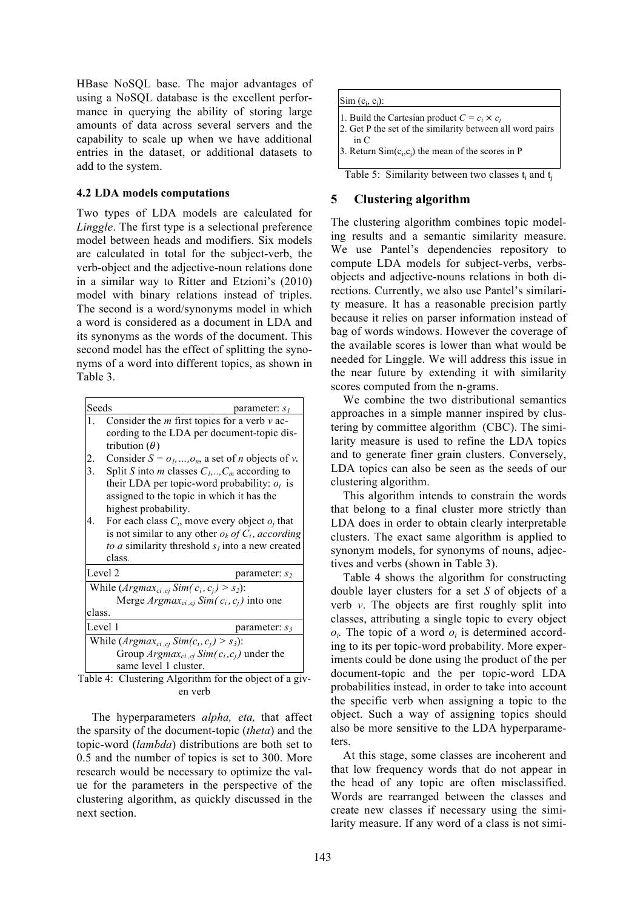HBase NoSQL base. The major advantages of using a NoSQL database is the excellent performance in querying the ability of storing large amounts of data across several servers and the capability to scale up when we have additional entries in the dataset, or additional datasets to add to the system.

### 4.2 LDA models computations

Two types of LDA models are calculated for *Linggle*. The first type is a selectional preference model between heads and modifiers. Six models are calculated in total for the subject-verb, the verb-object and the adjective-noun relations done in a similar way to Ritter and Etzioni's (2010) model with binary relations instead of triples. The second is a word/synonyms model in which a word is considered as a document in LDA and its synonyms as the words of the document. This second model has the effect of splitting the synonyms of a word into different topics, as shown in Table 3.

| Seeds | parameter: $s_1$ |
|---|---|
| 1. Consider the *m* first topics for a verb *v* according to the LDA per document-topic distribution ($\theta$) | |
| 2. Consider $S = o_1,\dots,o_n$, a set of *n* objects of *v*. | |
| 3. Split *S* into *m* classes $C_1,\dots,C_m$ according to their LDA per topic-word probability: $o_i$ is assigned to the topic in which it has the highest probability. | |
| 4. For each class $C_i$, move every object $o_j$ that is not similar to any other $o_k$ *of* $C_i$, *according to a* similarity threshold $s_1$ into a new created class. | |
| **Level 2** | parameter: $s_2$ |
| While ($Argmax_{ci,cj}\ Sim(c_i, c_j) > s_2$): Merge $Argmax_{ci,cj}\ Sim(c_i, c_j)$ into one class. | |
| **Level 1** | parameter: $s_3$ |
| While ($Argmax_{ci,cj}\ Sim(c_i, c_j) > s_3$): Group $Argmax_{ci,cj}\ Sim(c_i, c_j)$ under the same level 1 cluster. | |

Table 4: Clustering Algorithm for the object of a given verb

The hyperparameters *alpha, eta,* that affect the sparsity of the document-topic (*theta*) and the topic-word (*lambda*) distributions are both set to 0.5 and the number of topics is set to 300. More research would be necessary to optimize the value for the parameters in the perspective of the clustering algorithm, as quickly discussed in the next section.

| Sim ($c_i$, $c_j$): |
|---|
| 1. Build the Cartesian product $C = c_i \times c_j$ |
| 2. Get P the set of the similarity between all word pairs in C |
| 3. Return Sim($c_i$,$c_j$) the mean of the scores in P |

Table 5: Similarity between two classes $t_i$ and $t_j$

## 5 Clustering algorithm

The clustering algorithm combines topic modeling results and a semantic similarity measure. We use Pantel's dependencies repository to compute LDA models for subject-verbs, verbs-objects and adjective-nouns relations in both directions. Currently, we also use Pantel's similarity measure. It has a reasonable precision partly because it relies on parser information instead of bag of words windows. However the coverage of the available scores is lower than what would be needed for Linggle. We will address this issue in the near future by extending it with similarity scores computed from the n-grams.

We combine the two distributional semantics approaches in a simple manner inspired by clustering by committee algorithm (CBC). The similarity measure is used to refine the LDA topics and to generate finer grain clusters. Conversely, LDA topics can also be seen as the seeds of our clustering algorithm.

This algorithm intends to constrain the words that belong to a final cluster more strictly than LDA does in order to obtain clearly interpretable clusters. The exact same algorithm is applied to synonym models, for synonyms of nouns, adjectives and verbs (shown in Table 3).

Table 4 shows the algorithm for constructing double layer clusters for a set *S* of objects of a verb *v*. The objects are first roughly split into classes, attributing a single topic to every object $o_i$. The topic of a word $o_i$ is determined according to its per topic-word probability. More experiments could be done using the product of the per document-topic and the per topic-word LDA probabilities instead, in order to take into account the specific verb when assigning a topic to the object. Such a way of assigning topics should also be more sensitive to the LDA hyperparameters.

At this stage, some classes are incoherent and that low frequency words that do not appear in the head of any topic are often misclassified. Words are rearranged between the classes and create new classes if necessary using the similarity measure. If any word of a class is not simi-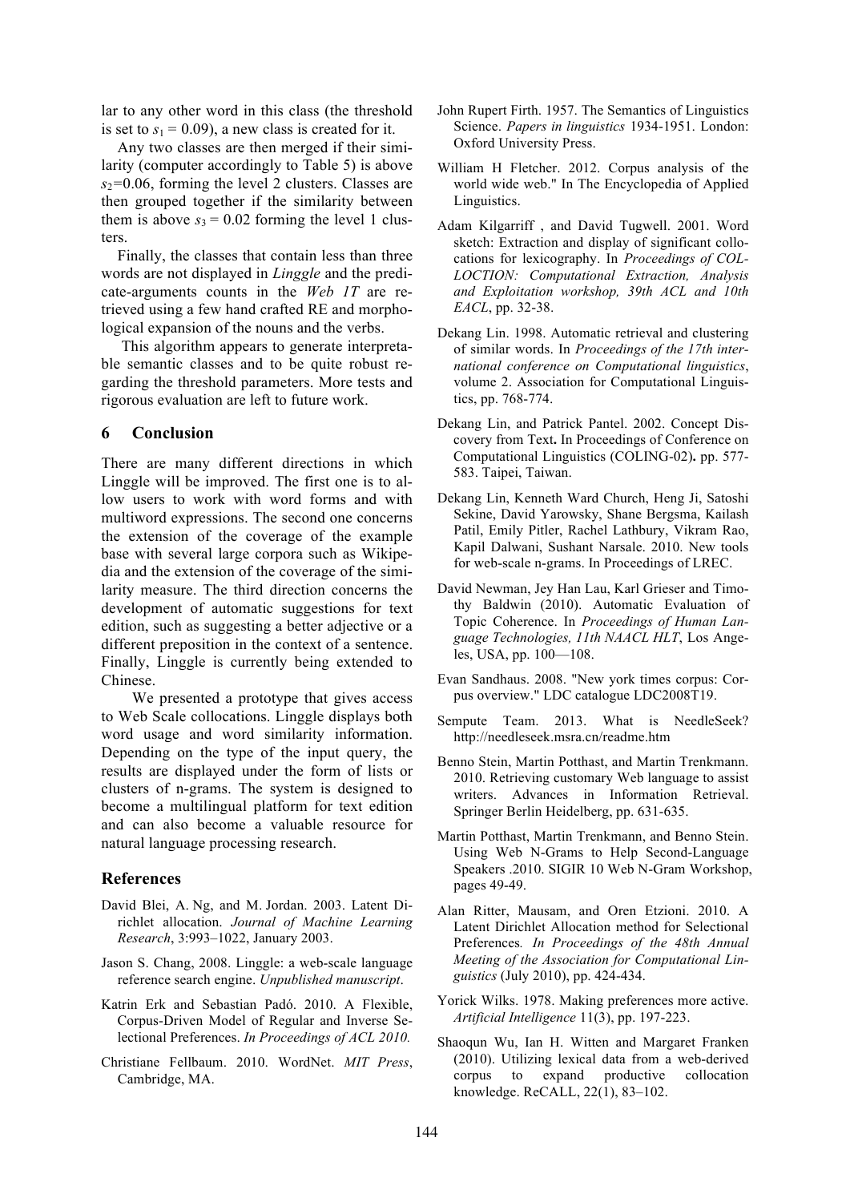lar to any other word in this class (the threshold is set to $s_1 = 0.09$), a new class is created for it.

Any two classes are then merged if their similarity (computer accordingly to Table 5) is above $s_2$=0.06, forming the level 2 clusters. Classes are then grouped together if the similarity between them is above $s_3 = 0.02$ forming the level 1 clusters.

Finally, the classes that contain less than three words are not displayed in *Linggle* and the predicate-arguments counts in the *Web 1T* are retrieved using a few hand crafted RE and morphological expansion of the nouns and the verbs.

This algorithm appears to generate interpretable semantic classes and to be quite robust regarding the threshold parameters. More tests and rigorous evaluation are left to future work.

## 6 Conclusion

There are many different directions in which Linggle will be improved. The first one is to allow users to work with word forms and with multiword expressions. The second one concerns the extension of the coverage of the example base with several large corpora such as Wikipedia and the extension of the coverage of the similarity measure. The third direction concerns the development of automatic suggestions for text edition, such as suggesting a better adjective or a different preposition in the context of a sentence. Finally, Linggle is currently being extended to Chinese.

We presented a prototype that gives access to Web Scale collocations. Linggle displays both word usage and word similarity information. Depending on the type of the input query, the results are displayed under the form of lists or clusters of n-grams. The system is designed to become a multilingual platform for text edition and can also become a valuable resource for natural language processing research.

## References

David Blei, A. Ng, and M. Jordan. 2003. Latent Dirichlet allocation. *Journal of Machine Learning Research*, 3:993–1022, January 2003.

Jason S. Chang, 2008. Linggle: a web-scale language reference search engine. *Unpublished manuscript*.

Katrin Erk and Sebastian Padó. 2010. A Flexible, Corpus-Driven Model of Regular and Inverse Selectional Preferences. *In Proceedings of ACL 2010.*

Christiane Fellbaum. 2010. WordNet. *MIT Press*, Cambridge, MA.

John Rupert Firth. 1957. The Semantics of Linguistics Science. *Papers in linguistics* 1934-1951. London: Oxford University Press.

William H Fletcher. 2012. Corpus analysis of the world wide web." In The Encyclopedia of Applied Linguistics.

Adam Kilgarriff , and David Tugwell. 2001. Word sketch: Extraction and display of significant collocations for lexicography. In *Proceedings of COLLOCTION: Computational Extraction, Analysis and Exploitation workshop, 39th ACL and 10th EACL*, pp. 32-38.

Dekang Lin. 1998. Automatic retrieval and clustering of similar words. In *Proceedings of the 17th international conference on Computational linguistics*, volume 2. Association for Computational Linguistics, pp. 768-774.

Dekang Lin, and Patrick Pantel. 2002. Concept Discovery from Text**.** In Proceedings of Conference on Computational Linguistics (COLING-02)**.** pp. 577-583. Taipei, Taiwan.

Dekang Lin, Kenneth Ward Church, Heng Ji, Satoshi Sekine, David Yarowsky, Shane Bergsma, Kailash Patil, Emily Pitler, Rachel Lathbury, Vikram Rao, Kapil Dalwani, Sushant Narsale. 2010. New tools for web-scale n-grams. In Proceedings of LREC.

David Newman, Jey Han Lau, Karl Grieser and Timothy Baldwin (2010). Automatic Evaluation of Topic Coherence. In *Proceedings of Human Language Technologies, 11th NAACL HLT*, Los Angeles, USA, pp. 100—108.

Evan Sandhaus. 2008. "New york times corpus: Corpus overview." LDC catalogue LDC2008T19.

Sempute Team. 2013. What is NeedleSeek? http://needleseek.msra.cn/readme.htm

Benno Stein, Martin Potthast, and Martin Trenkmann. 2010. Retrieving customary Web language to assist writers. Advances in Information Retrieval. Springer Berlin Heidelberg, pp. 631-635.

Martin Potthast, Martin Trenkmann, and Benno Stein. Using Web N-Grams to Help Second-Language Speakers .2010. SIGIR 10 Web N-Gram Workshop, pages 49-49.

Alan Ritter, Mausam, and Oren Etzioni. 2010. A Latent Dirichlet Allocation method for Selectional Preferences*. In Proceedings of the 48th Annual Meeting of the Association for Computational Linguistics* (July 2010), pp. 424-434.

Yorick Wilks. 1978. Making preferences more active. *Artificial Intelligence* 11(3), pp. 197-223.

Shaoqun Wu, Ian H. Witten and Margaret Franken (2010). Utilizing lexical data from a web-derived corpus to expand productive collocation knowledge. ReCALL, 22(1), 83–102.